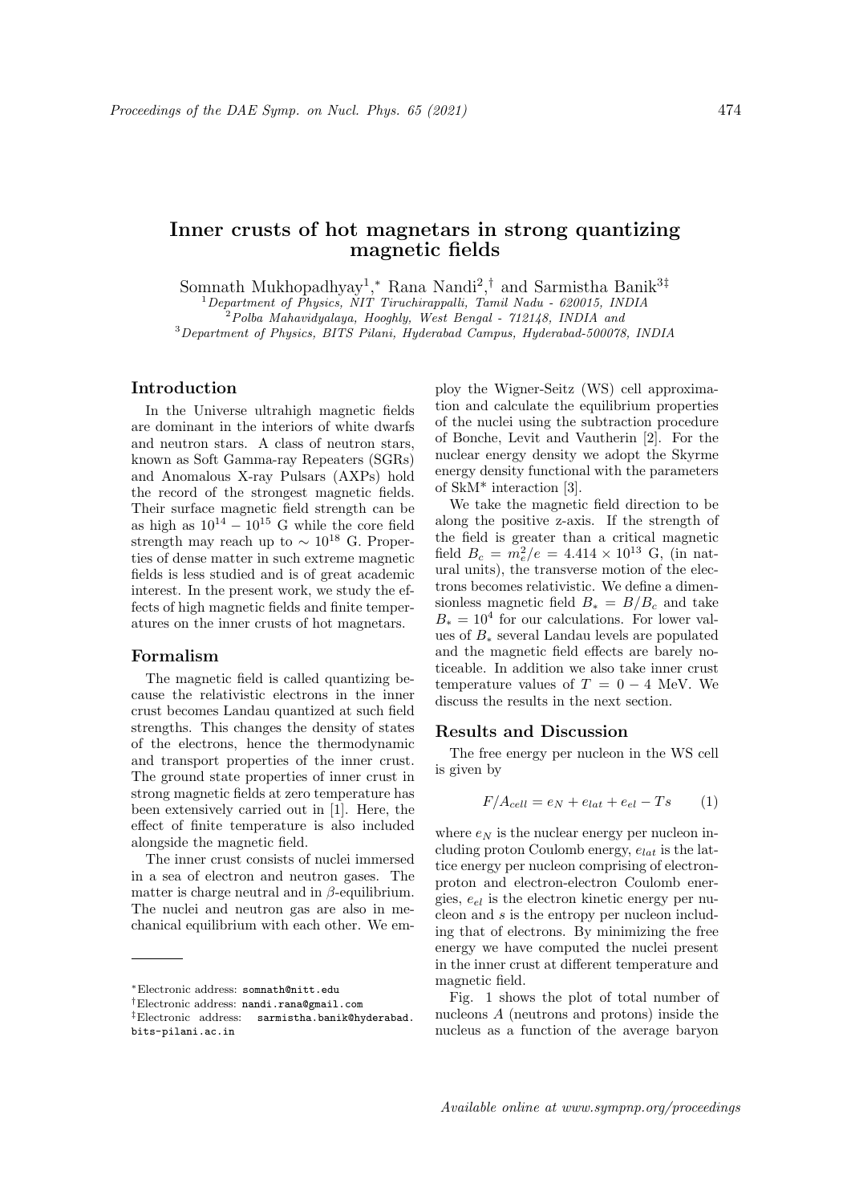# Inner crusts of hot magnetars in strong quantizing magnetic fields

Somnath Mukhopadhyay[1,*], Rana Nandi[2,†] and Sarmistha Banik[3‡]

[1] *Department of Physics, NIT Tiruchirappalli, Tamil Nadu - 620015, INDIA*
[2] *Polba Mahavidyalaya, Hooghly, West Bengal - 712148, INDIA and*
[3] *Department of Physics, BITS Pilani, Hyderabad Campus, Hyderabad-500078, INDIA*

## Introduction

In the Universe ultrahigh magnetic fields are dominant in the interiors of white dwarfs and neutron stars. A class of neutron stars, known as Soft Gamma-ray Repeaters (SGRs) and Anomalous X-ray Pulsars (AXPs) hold the record of the strongest magnetic fields. Their surface magnetic field strength can be as high as $10^{14} - 10^{15}$ G while the core field strength may reach up to $\sim 10^{18}$ G. Properties of dense matter in such extreme magnetic fields is less studied and is of great academic interest. In the present work, we study the effects of high magnetic fields and finite temperatures on the inner crusts of hot magnetars.

## Formalism

The magnetic field is called quantizing because the relativistic electrons in the inner crust becomes Landau quantized at such field strengths. This changes the density of states of the electrons, hence the thermodynamic and transport properties of the inner crust. The ground state properties of inner crust in strong magnetic fields at zero temperature has been extensively carried out in [1]. Here, the effect of finite temperature is also included alongside the magnetic field.

The inner crust consists of nuclei immersed in a sea of electron and neutron gases. The matter is charge neutral and in $\beta$-equilibrium. The nuclei and neutron gas are also in mechanical equilibrium with each other. We employ the Wigner-Seitz (WS) cell approximation and calculate the equilibrium properties of the nuclei using the subtraction procedure of Bonche, Levit and Vautherin [2]. For the nuclear energy density we adopt the Skyrme energy density functional with the parameters of SkM* interaction [3].

We take the magnetic field direction to be along the positive z-axis. If the strength of the field is greater than a critical magnetic field $B_c = m_e^2/e = 4.414 \times 10^{13}$ G, (in natural units), the transverse motion of the electrons becomes relativistic. We define a dimensionless magnetic field $B_* = B/B_c$ and take $B_* = 10^4$ for our calculations. For lower values of $B_*$ several Landau levels are populated and the magnetic field effects are barely noticeable. In addition we also take inner crust temperature values of $T = 0 - 4$ MeV. We discuss the results in the next section.

## Results and Discussion

The free energy per nucleon in the WS cell is given by

$$F/A_{cell} = e_N + e_{lat} + e_{el} - Ts \qquad (1)$$

where $e_N$ is the nuclear energy per nucleon including proton Coulomb energy, $e_{lat}$ is the lattice energy per nucleon comprising of electron-proton and electron-electron Coulomb energies, $e_{el}$ is the electron kinetic energy per nucleon and $s$ is the entropy per nucleon including that of electrons. By minimizing the free energy we have computed the nuclei present in the inner crust at different temperature and magnetic field.

Fig. 1 shows the plot of total number of nucleons $A$ (neutrons and protons) inside the nucleus as a function of the average baryon

---

*Electronic address: somnath@nitt.edu
†Electronic address: nandi.rana@gmail.com
‡Electronic address: sarmistha.banik@hyderabad.bits-pilani.ac.in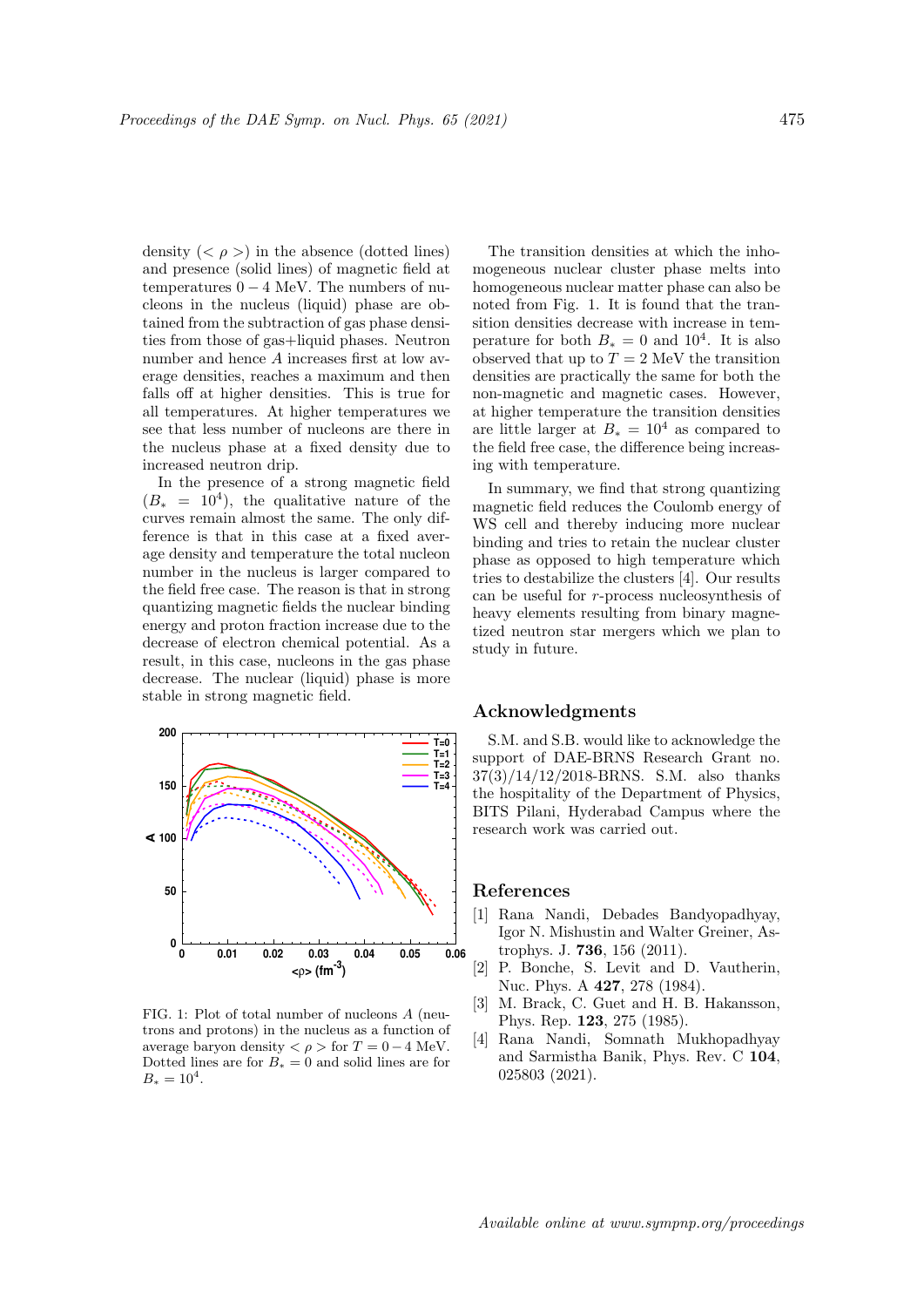density ($<\rho>$) in the absence (dotted lines) and presence (solid lines) of magnetic field at temperatures $0-4$ MeV. The numbers of nucleons in the nucleus (liquid) phase are obtained from the subtraction of gas phase densities from those of gas+liquid phases. Neutron number and hence $A$ increases first at low average densities, reaches a maximum and then falls off at higher densities. This is true for all temperatures. At higher temperatures we see that less number of nucleons are there in the nucleus phase at a fixed density due to increased neutron drip.

In the presence of a strong magnetic field ($B_* = 10^4$), the qualitative nature of the curves remain almost the same. The only difference is that in this case at a fixed average density and temperature the total nucleon number in the nucleus is larger compared to the field free case. The reason is that in strong quantizing magnetic fields the nuclear binding energy and proton fraction increase due to the decrease of electron chemical potential. As a result, in this case, nucleons in the gas phase decrease. The nuclear (liquid) phase is more stable in strong magnetic field.

200
150
A 100
50
0
0 0.01 0.02 0.03 0.04 0.05 0.06
<ρ> (fm$^{-3}$)
T=0
T=1
T=2
T=3
T=4

FIG. 1: Plot of total number of nucleons $A$ (neutrons and protons) in the nucleus as a function of average baryon density $<\rho>$ for $T = 0-4$ MeV. Dotted lines are for $B_* = 0$ and solid lines are for $B_* = 10^4$.

The transition densities at which the inhomogeneous nuclear cluster phase melts into homogeneous nuclear matter phase can also be noted from Fig. 1. It is found that the transition densities decrease with increase in temperature for both $B_* = 0$ and $10^4$. It is also observed that up to $T = 2$ MeV the transition densities are practically the same for both the non-magnetic and magnetic cases. However, at higher temperature the transition densities are little larger at $B_* = 10^4$ as compared to the field free case, the difference being increasing with temperature.

In summary, we find that strong quantizing magnetic field reduces the Coulomb energy of WS cell and thereby inducing more nuclear binding and tries to retain the nuclear cluster phase as opposed to high temperature which tries to destabilize the clusters [4]. Our results can be useful for *r*-process nucleosynthesis of heavy elements resulting from binary magnetized neutron star mergers which we plan to study in future.

## Acknowledgments

S.M. and S.B. would like to acknowledge the support of DAE-BRNS Research Grant no. 37(3)/14/12/2018-BRNS. S.M. also thanks the hospitality of the Department of Physics, BITS Pilani, Hyderabad Campus where the research work was carried out.

## References

[1] Rana Nandi, Debades Bandyopadhyay, Igor N. Mishustin and Walter Greiner, Astrophys. J. **736**, 156 (2011).

[2] P. Bonche, S. Levit and D. Vautherin, Nuc. Phys. A **427**, 278 (1984).

[3] M. Brack, C. Guet and H. B. Hakansson, Phys. Rep. **123**, 275 (1985).

[4] Rana Nandi, Somnath Mukhopadhyay and Sarmistha Banik, Phys. Rev. C **104**, 025803 (2021).